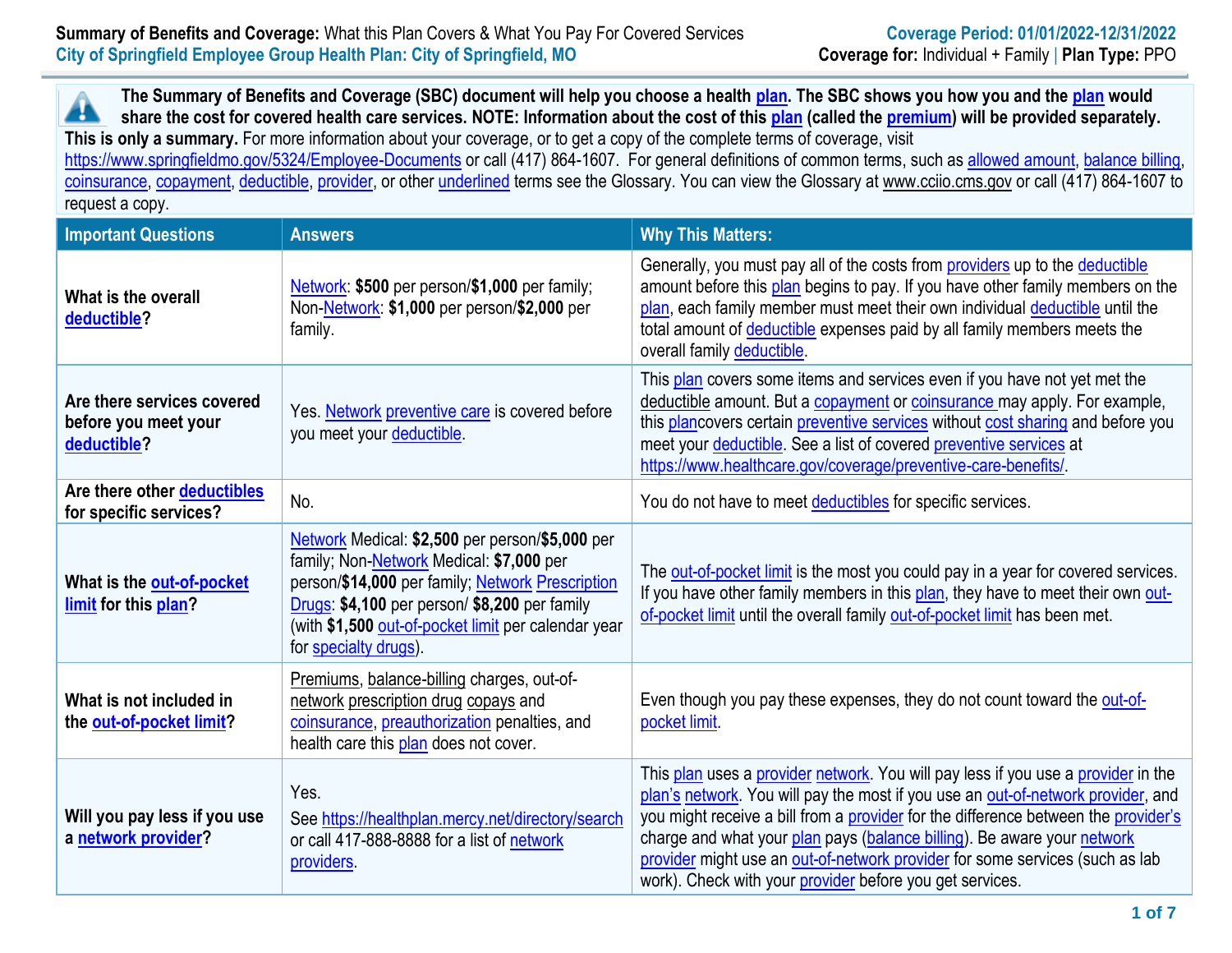**Summary of Benefits and Coverage:** What this Plan Covers & What You Pay For Covered Services

City of Springfield Employee Group Health Plan: City of Springfield, MO

**Coverage Period: 01/01/2022-12/31/2022**

**Coverage for:** Individual + Family | **Plan Type:** PPO

**The Summary of Benefits and Coverage (SBC) document will help you choose a health plan. The SBC shows you how you and the plan would share the cost for covered health care services. NOTE: Information about the cost of this plan (called the premium) will be provided separately. This is only a summary.** For more information about your coverage, or to get a copy of the complete terms of coverage, visit https://www.springfieldmo.gov/5324/Employee-Documents or call (417) 864-1607. For general definitions of common terms, such as allowed amount, balance billing, coinsurance, copayment, deductible, provider, or other underlined terms see the Glossary. You can view the Glossary at www.cciio.cms.gov or call (417) 864-1607 to request a copy.

| Important Questions | Answers | Why This Matters: |
|---|---|---|
| **What is the overall deductible?** | Network: **$500** per person/**$1,000** per family; Non-Network: **$1,000** per person/**$2,000** per family. | Generally, you must pay all of the costs from providers up to the deductible amount before this plan begins to pay. If you have other family members on the plan, each family member must meet their own individual deductible until the total amount of deductible expenses paid by all family members meets the overall family deductible. |
| **Are there services covered before you meet your deductible?** | Yes. Network preventive care is covered before you meet your deductible. | This plan covers some items and services even if you have not yet met the deductible amount. But a copayment or coinsurance may apply. For example, this plancovers certain preventive services without cost sharing and before you meet your deductible. See a list of covered preventive services at https://www.healthcare.gov/coverage/preventive-care-benefits/. |
| **Are there other deductibles for specific services?** | No. | You do not have to meet deductibles for specific services. |
| **What is the out-of-pocket limit for this plan?** | Network Medical: **$2,500** per person/**$5,000** per family; Non-Network Medical: **$7,000** per person/**$14,000** per family; Network Prescription Drugs: **$4,100** per person/ **$8,200** per family (with **$1,500** out-of-pocket limit per calendar year for specialty drugs). | The out-of-pocket limit is the most you could pay in a year for covered services. If you have other family members in this plan, they have to meet their own out-of-pocket limit until the overall family out-of-pocket limit has been met. |
| **What is not included in the out-of-pocket limit?** | Premiums, balance-billing charges, out-of-network prescription drug copays and coinsurance, preauthorization penalties, and health care this plan does not cover. | Even though you pay these expenses, they do not count toward the out-of-pocket limit. |
| **Will you pay less if you use a network provider?** | Yes. See https://healthplan.mercy.net/directory/search or call 417-888-8888 for a list of network providers. | This plan uses a provider network. You will pay less if you use a provider in the plan's network. You will pay the most if you use an out-of-network provider, and you might receive a bill from a provider for the difference between the provider's charge and what your plan pays (balance billing). Be aware your network provider might use an out-of-network provider for some services (such as lab work). Check with your provider before you get services. |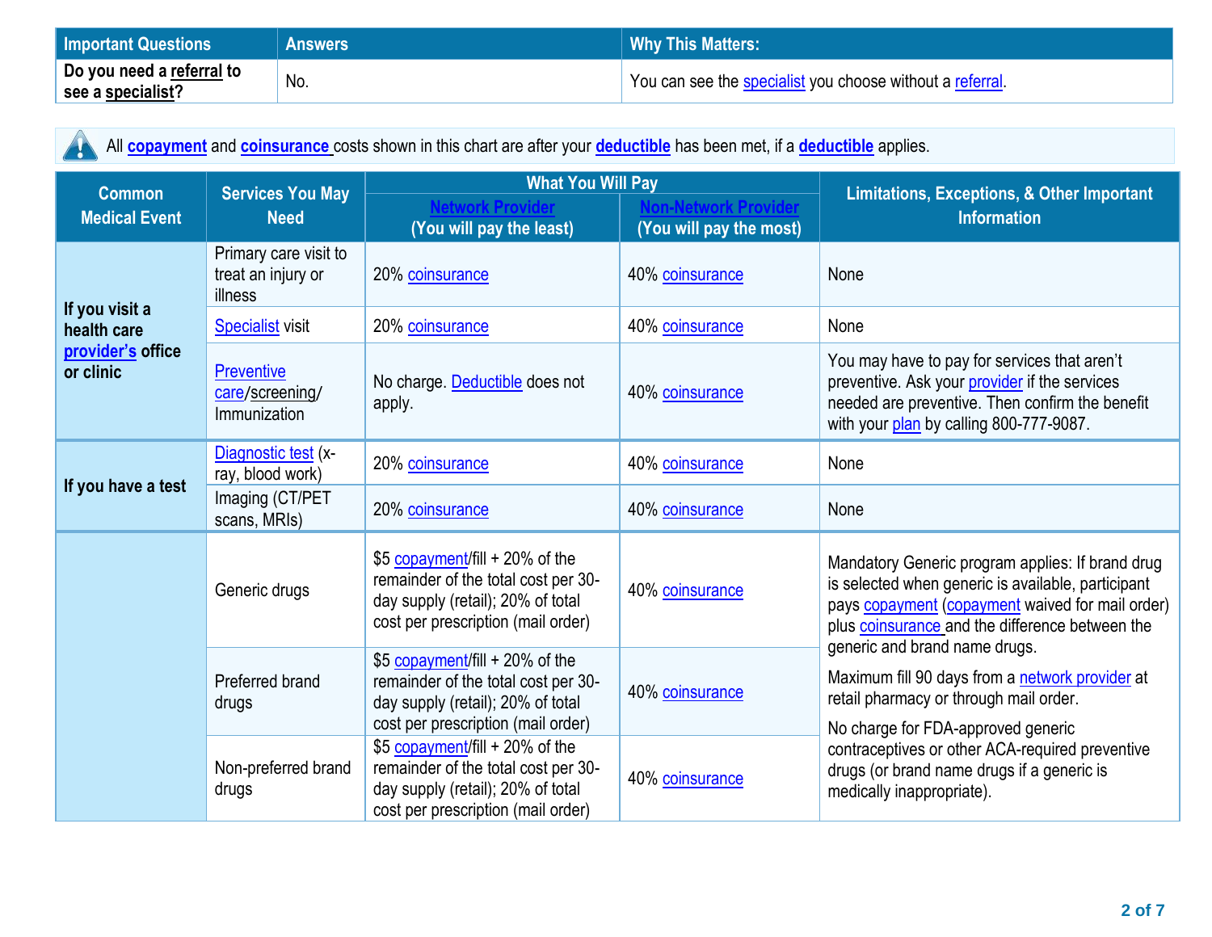| Important Questions | Answers | Why This Matters: |
|---|---|---|
| Do you need a referral to see a specialist? | No. | You can see the specialist you choose without a referral. |

All **copayment** and **coinsurance** costs shown in this chart are after your **deductible** has been met, if a **deductible** applies.

| Common Medical Event | Services You May Need | What You Will Pay | | Limitations, Exceptions, & Other Important Information |
|---|---|---|---|---|
| | | Network Provider (You will pay the least) | Non-Network Provider (You will pay the most) | |
| **If you visit a health care provider's office or clinic** | Primary care visit to treat an injury or illness | 20% coinsurance | 40% coinsurance | None |
| | Specialist visit | 20% coinsurance | 40% coinsurance | None |
| | Preventive care/screening/ Immunization | No charge. Deductible does not apply. | 40% coinsurance | You may have to pay for services that aren't preventive. Ask your provider if the services needed are preventive. Then confirm the benefit with your plan by calling 800-777-9087. |
| **If you have a test** | Diagnostic test (x-ray, blood work) | 20% coinsurance | 40% coinsurance | None |
| | Imaging (CT/PET scans, MRIs) | 20% coinsurance | 40% coinsurance | None |
| | Generic drugs | $5 copayment/fill + 20% of the remainder of the total cost per 30-day supply (retail); 20% of total cost per prescription (mail order) | 40% coinsurance | Mandatory Generic program applies: If brand drug is selected when generic is available, participant pays copayment (copayment waived for mail order) plus coinsurance and the difference between the generic and brand name drugs.<br><br>Maximum fill 90 days from a network provider at retail pharmacy or through mail order.<br><br>No charge for FDA-approved generic contraceptives or other ACA-required preventive drugs (or brand name drugs if a generic is medically inappropriate). |
| | Preferred brand drugs | $5 copayment/fill + 20% of the remainder of the total cost per 30-day supply (retail); 20% of total cost per prescription (mail order) | 40% coinsurance | |
| | Non-preferred brand drugs | $5 copayment/fill + 20% of the remainder of the total cost per 30-day supply (retail); 20% of total cost per prescription (mail order) | 40% coinsurance | |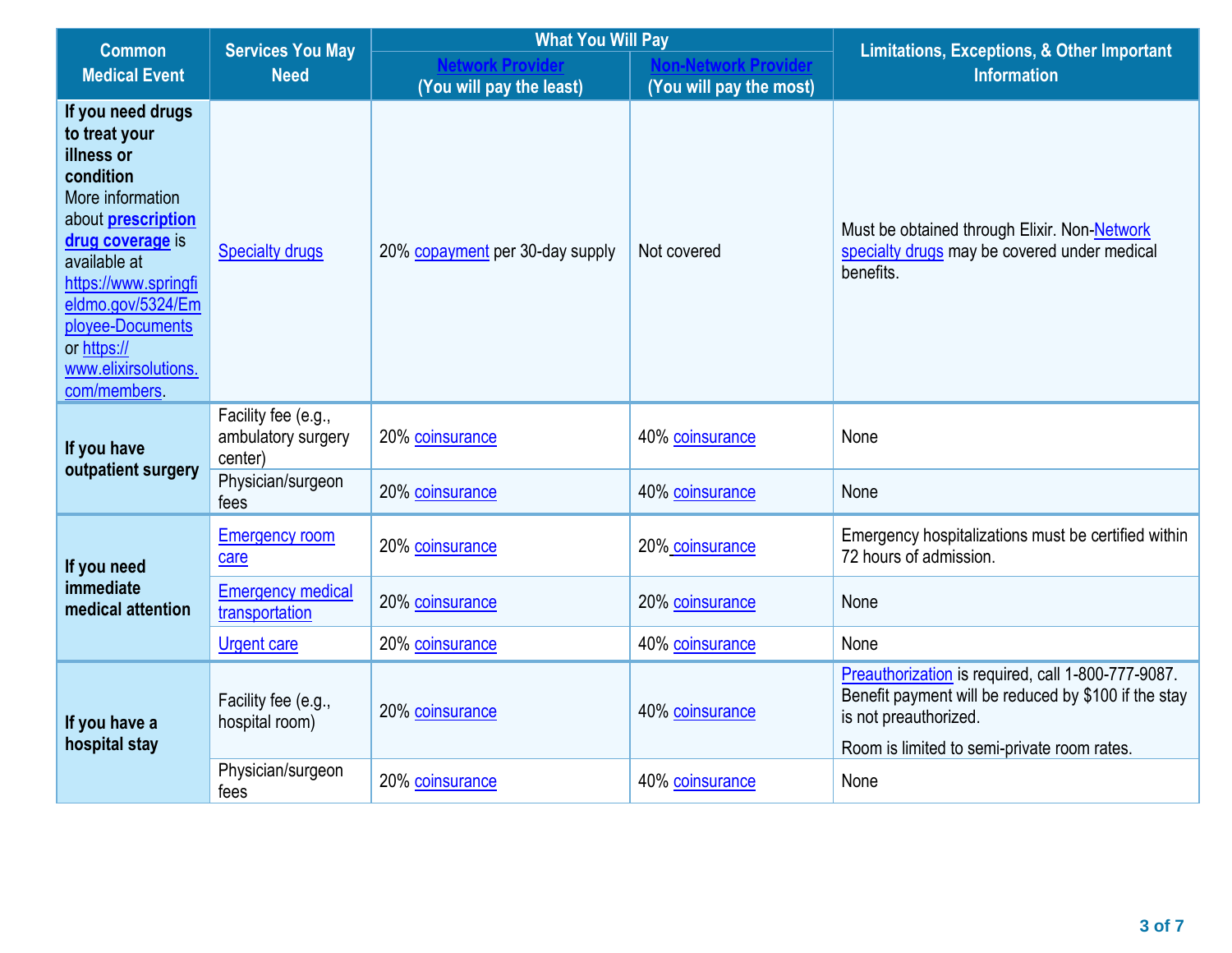| Common Medical Event | Services You May Need | What You Will Pay | | Limitations, Exceptions, & Other Important Information |
|---|---|---|---|---|
| | | Network Provider (You will pay the least) | Non-Network Provider (You will pay the most) | |
| **If you need drugs to treat your illness or condition** More information about **prescription drug coverage** is available at https://www.springfieldmo.gov/5324/Employee-Documents or https://www.elixirsolutions.com/members. | Specialty drugs | 20% copayment per 30-day supply | Not covered | Must be obtained through Elixir. Non-Network specialty drugs may be covered under medical benefits. |
| **If you have outpatient surgery** | Facility fee (e.g., ambulatory surgery center) | 20% coinsurance | 40% coinsurance | None |
| | Physician/surgeon fees | 20% coinsurance | 40% coinsurance | None |
| **If you need immediate medical attention** | Emergency room care | 20% coinsurance | 20% coinsurance | Emergency hospitalizations must be certified within 72 hours of admission. |
| | Emergency medical transportation | 20% coinsurance | 20% coinsurance | None |
| | Urgent care | 20% coinsurance | 40% coinsurance | None |
| **If you have a hospital stay** | Facility fee (e.g., hospital room) | 20% coinsurance | 40% coinsurance | Preauthorization is required, call 1-800-777-9087. Benefit payment will be reduced by $100 if the stay is not preauthorized. Room is limited to semi-private room rates. |
| | Physician/surgeon fees | 20% coinsurance | 40% coinsurance | None |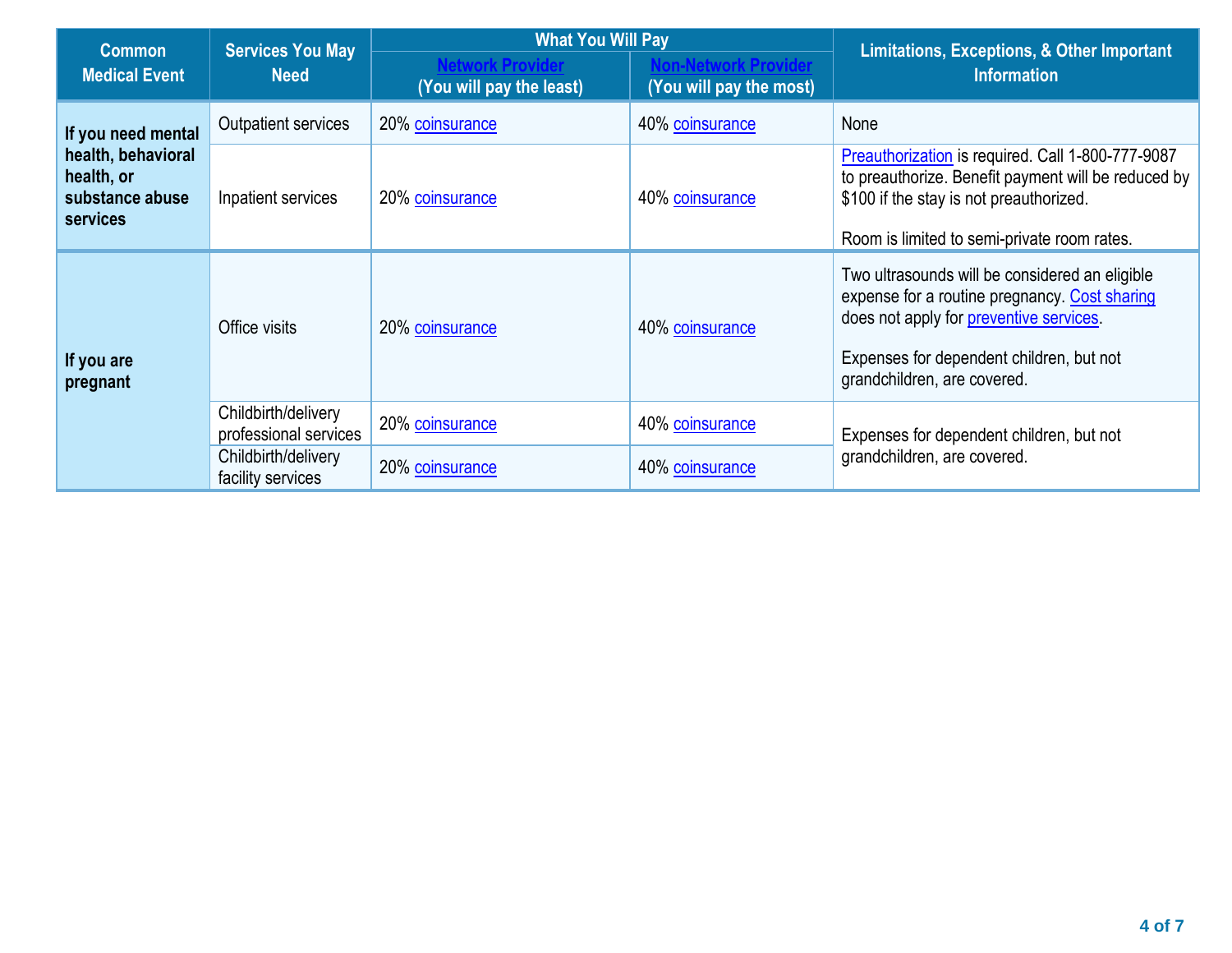| Common Medical Event | Services You May Need | What You Will Pay | | Limitations, Exceptions, & Other Important Information |
|---|---|---|---|---|
| | | Network Provider (You will pay the least) | Non-Network Provider (You will pay the most) | |
| If you need mental health, behavioral health, or substance abuse services | Outpatient services | 20% coinsurance | 40% coinsurance | None |
| | Inpatient services | 20% coinsurance | 40% coinsurance | Preauthorization is required. Call 1-800-777-9087 to preauthorize. Benefit payment will be reduced by $100 if the stay is not preauthorized.<br><br>Room is limited to semi-private room rates. |
| If you are pregnant | Office visits | 20% coinsurance | 40% coinsurance | Two ultrasounds will be considered an eligible expense for a routine pregnancy. Cost sharing does not apply for preventive services.<br><br>Expenses for dependent children, but not grandchildren, are covered. |
| | Childbirth/delivery professional services | 20% coinsurance | 40% coinsurance | Expenses for dependent children, but not grandchildren, are covered. |
| | Childbirth/delivery facility services | 20% coinsurance | 40% coinsurance | |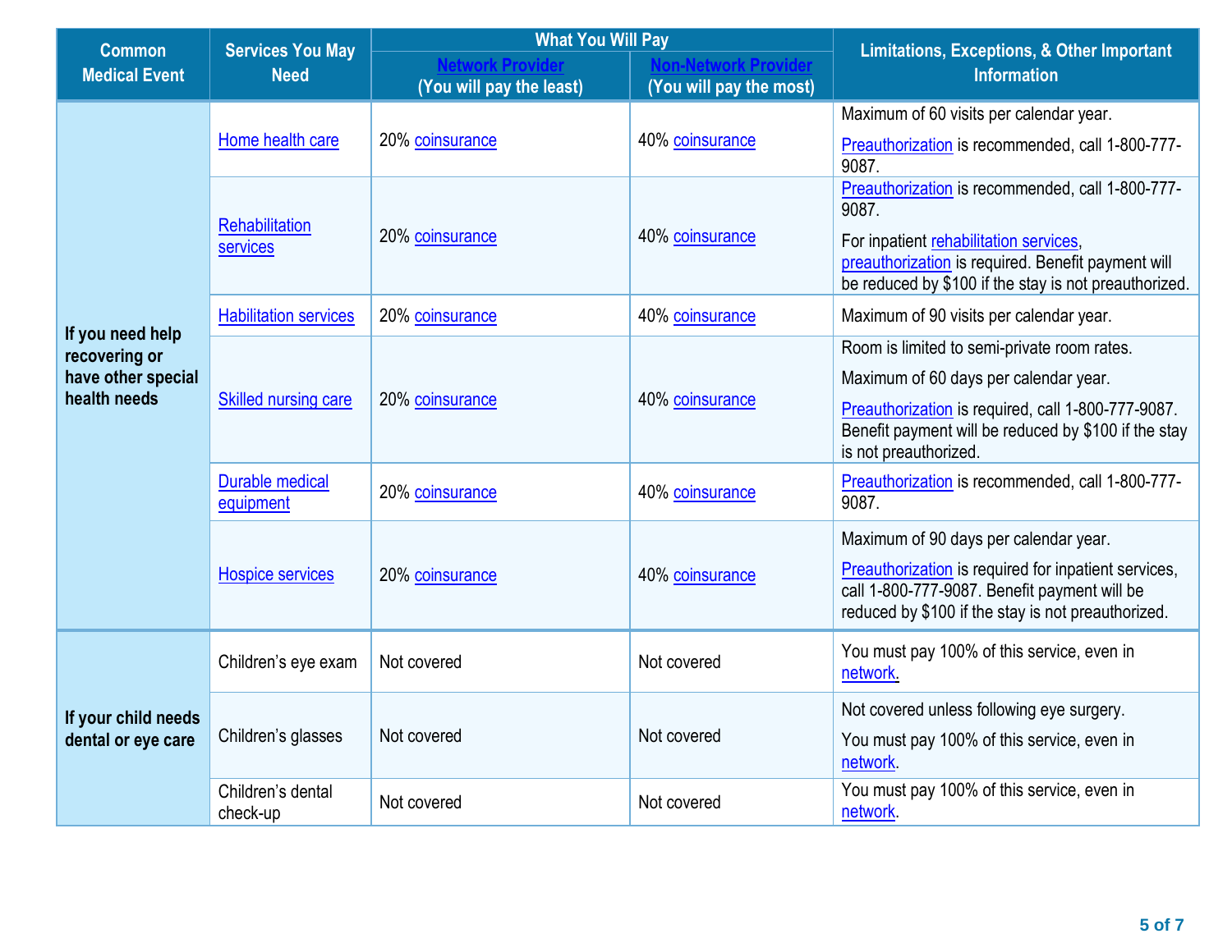| Common Medical Event | Services You May Need | What You Will Pay | | Limitations, Exceptions, & Other Important Information |
|---|---|---|---|---|
| | | Network Provider (You will pay the least) | Non-Network Provider (You will pay the most) | |
| If you need help recovering or have other special health needs | Home health care | 20% coinsurance | 40% coinsurance | Maximum of 60 visits per calendar year. Preauthorization is recommended, call 1-800-777-9087. |
| | Rehabilitation services | 20% coinsurance | 40% coinsurance | Preauthorization is recommended, call 1-800-777-9087. For inpatient rehabilitation services, preauthorization is required. Benefit payment will be reduced by $100 if the stay is not preauthorized. |
| | Habilitation services | 20% coinsurance | 40% coinsurance | Maximum of 90 visits per calendar year. |
| | Skilled nursing care | 20% coinsurance | 40% coinsurance | Room is limited to semi-private room rates. Maximum of 60 days per calendar year. Preauthorization is required, call 1-800-777-9087. Benefit payment will be reduced by $100 if the stay is not preauthorized. |
| | Durable medical equipment | 20% coinsurance | 40% coinsurance | Preauthorization is recommended, call 1-800-777-9087. |
| | Hospice services | 20% coinsurance | 40% coinsurance | Maximum of 90 days per calendar year. Preauthorization is required for inpatient services, call 1-800-777-9087. Benefit payment will be reduced by $100 if the stay is not preauthorized. |
| If your child needs dental or eye care | Children's eye exam | Not covered | Not covered | You must pay 100% of this service, even in network. |
| | Children's glasses | Not covered | Not covered | Not covered unless following eye surgery. You must pay 100% of this service, even in network. |
| | Children's dental check-up | Not covered | Not covered | You must pay 100% of this service, even in network. |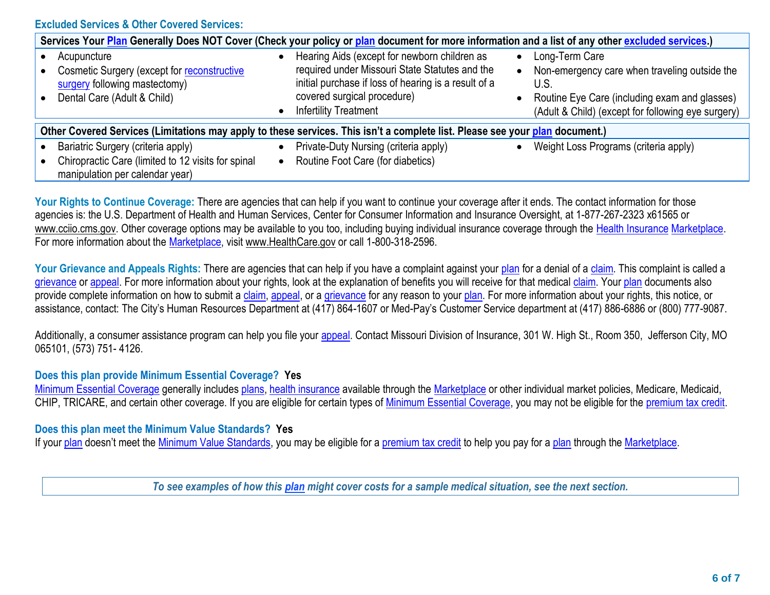### Excluded Services & Other Covered Services:

| Services Your Plan Generally Does NOT Cover (Check your policy or plan document for more information and a list of any other excluded services.) | | |
|---|---|---|
| • Acupuncture<br>• Cosmetic Surgery (except for reconstructive surgery following mastectomy)<br>• Dental Care (Adult & Child) | • Hearing Aids (except for newborn children as required under Missouri State Statutes and the initial purchase if loss of hearing is a result of a covered surgical procedure)<br>• Infertility Treatment | • Long-Term Care<br>• Non-emergency care when traveling outside the U.S.<br>• Routine Eye Care (including exam and glasses) (Adult & Child) (except for following eye surgery) |

| Other Covered Services (Limitations may apply to these services. This isn't a complete list. Please see your plan document.) | | |
|---|---|---|
| • Bariatric Surgery (criteria apply)<br>• Chiropractic Care (limited to 12 visits for spinal manipulation per calendar year) | • Private-Duty Nursing (criteria apply)<br>• Routine Foot Care (for diabetics) | • Weight Loss Programs (criteria apply) |

**Your Rights to Continue Coverage:** There are agencies that can help if you want to continue your coverage after it ends. The contact information for those agencies is: the U.S. Department of Health and Human Services, Center for Consumer Information and Insurance Oversight, at 1-877-267-2323 x61565 or www.cciio.cms.gov. Other coverage options may be available to you too, including buying individual insurance coverage through the Health Insurance Marketplace. For more information about the Marketplace, visit www.HealthCare.gov or call 1-800-318-2596.

**Your Grievance and Appeals Rights:** There are agencies that can help if you have a complaint against your plan for a denial of a claim. This complaint is called a grievance or appeal. For more information about your rights, look at the explanation of benefits you will receive for that medical claim. Your plan documents also provide complete information on how to submit a claim, appeal, or a grievance for any reason to your plan. For more information about your rights, this notice, or assistance, contact: The City's Human Resources Department at (417) 864-1607 or Med-Pay's Customer Service department at (417) 886-6886 or (800) 777-9087.

Additionally, a consumer assistance program can help you file your appeal. Contact Missouri Division of Insurance, 301 W. High St., Room 350, Jefferson City, MO 065101, (573) 751- 4126.

**Does this plan provide Minimum Essential Coverage? Yes**

Minimum Essential Coverage generally includes plans, health insurance available through the Marketplace or other individual market policies, Medicare, Medicaid, CHIP, TRICARE, and certain other coverage. If you are eligible for certain types of Minimum Essential Coverage, you may not be eligible for the premium tax credit.

**Does this plan meet the Minimum Value Standards? Yes**

If your plan doesn't meet the Minimum Value Standards, you may be eligible for a premium tax credit to help you pay for a plan through the Marketplace.

*To see examples of how this plan might cover costs for a sample medical situation, see the next section.*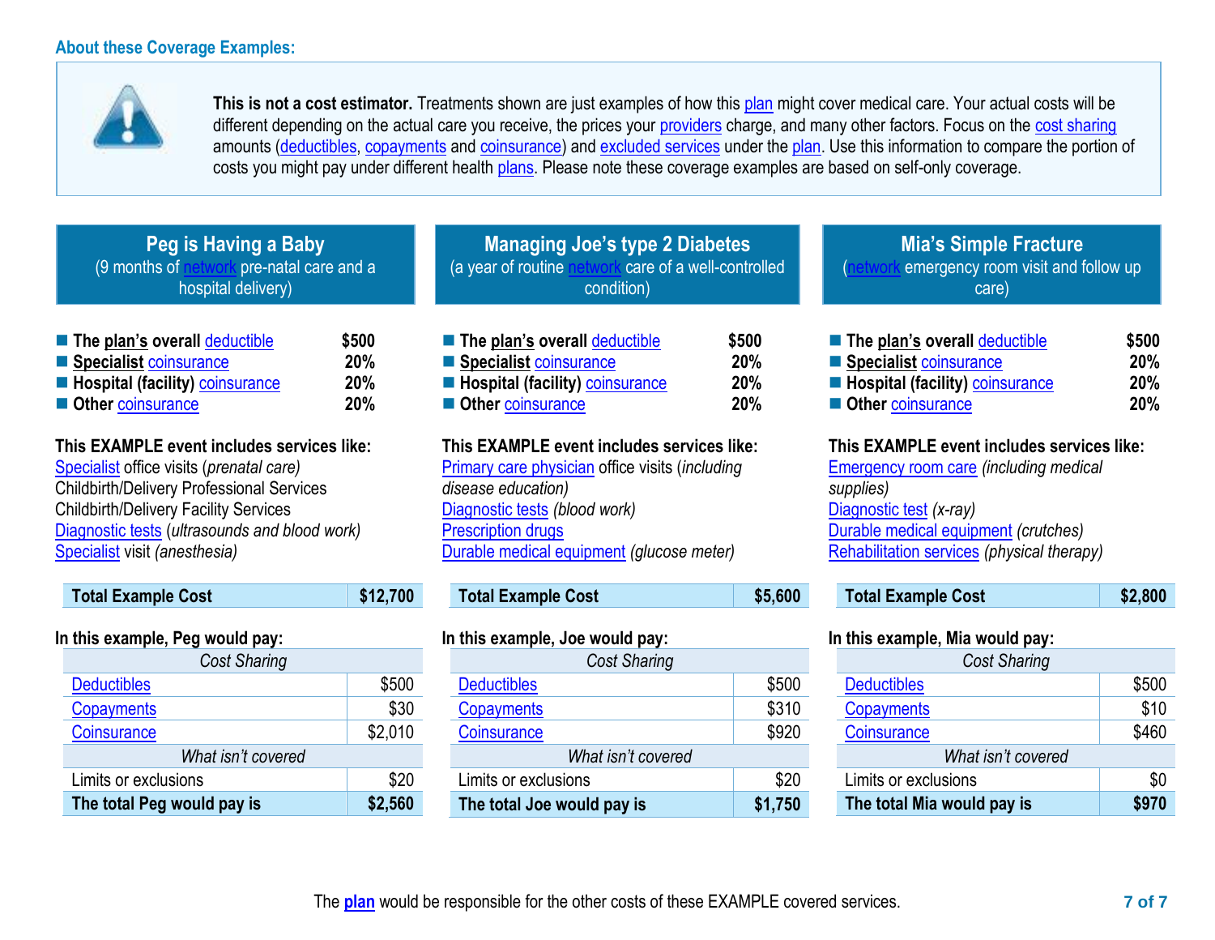### About these Coverage Examples:

**This is not a cost estimator.** Treatments shown are just examples of how this plan might cover medical care. Your actual costs will be different depending on the actual care you receive, the prices your providers charge, and many other factors. Focus on the cost sharing amounts (deductibles, copayments and coinsurance) and excluded services under the plan. Use this information to compare the portion of costs you might pay under different health plans. Please note these coverage examples are based on self-only coverage.

## Peg is Having a Baby

(9 months of network pre-natal care and a hospital delivery)

- **The plan's overall deductible** — **$500**
- **Specialist coinsurance** — **20%**
- **Hospital (facility) coinsurance** — **20%**
- **Other coinsurance** — **20%**

**This EXAMPLE event includes services like:**
Specialist office visits (*prenatal care)*
Childbirth/Delivery Professional Services
Childbirth/Delivery Facility Services
Diagnostic tests (*ultrasounds and blood work)*
Specialist visit *(anesthesia)*

| **Total Example Cost** | **$12,700** |
|---|---|

**In this example, Peg would pay:**

| *Cost Sharing* | |
|---|---|
| Deductibles | $500 |
| Copayments | $30 |
| Coinsurance | $2,010 |
| *What isn't covered* | |
| Limits or exclusions | $20 |
| **The total Peg would pay is** | **$2,560** |

## Managing Joe's type 2 Diabetes

(a year of routine network care of a well-controlled condition)

- **The plan's overall deductible** — **$500**
- **Specialist coinsurance** — **20%**
- **Hospital (facility) coinsurance** — **20%**
- **Other coinsurance** — **20%**

**This EXAMPLE event includes services like:**
Primary care physician office visits (*including disease education)*
Diagnostic tests *(blood work)*
Prescription drugs
Durable medical equipment *(glucose meter)*

| **Total Example Cost** | **$5,600** |
|---|---|

**In this example, Joe would pay:**

| *Cost Sharing* | |
|---|---|
| Deductibles | $500 |
| Copayments | $310 |
| Coinsurance | $920 |
| *What isn't covered* | |
| Limits or exclusions | $20 |
| **The total Joe would pay is** | **$1,750** |

## Mia's Simple Fracture

(network emergency room visit and follow up care)

- **The plan's overall deductible** — **$500**
- **Specialist coinsurance** — **20%**
- **Hospital (facility) coinsurance** — **20%**
- **Other coinsurance** — **20%**

**This EXAMPLE event includes services like:**
Emergency room care *(including medical supplies)*
Diagnostic test *(x-ray)*
Durable medical equipment *(crutches)*
Rehabilitation services *(physical therapy)*

| **Total Example Cost** | **$2,800** |
|---|---|

**In this example, Mia would pay:**

| *Cost Sharing* | |
|---|---|
| Deductibles | $500 |
| Copayments | $10 |
| Coinsurance | $460 |
| *What isn't covered* | |
| Limits or exclusions | $0 |
| **The total Mia would pay is** | **$970** |

The **plan** would be responsible for the other costs of these EXAMPLE covered services.